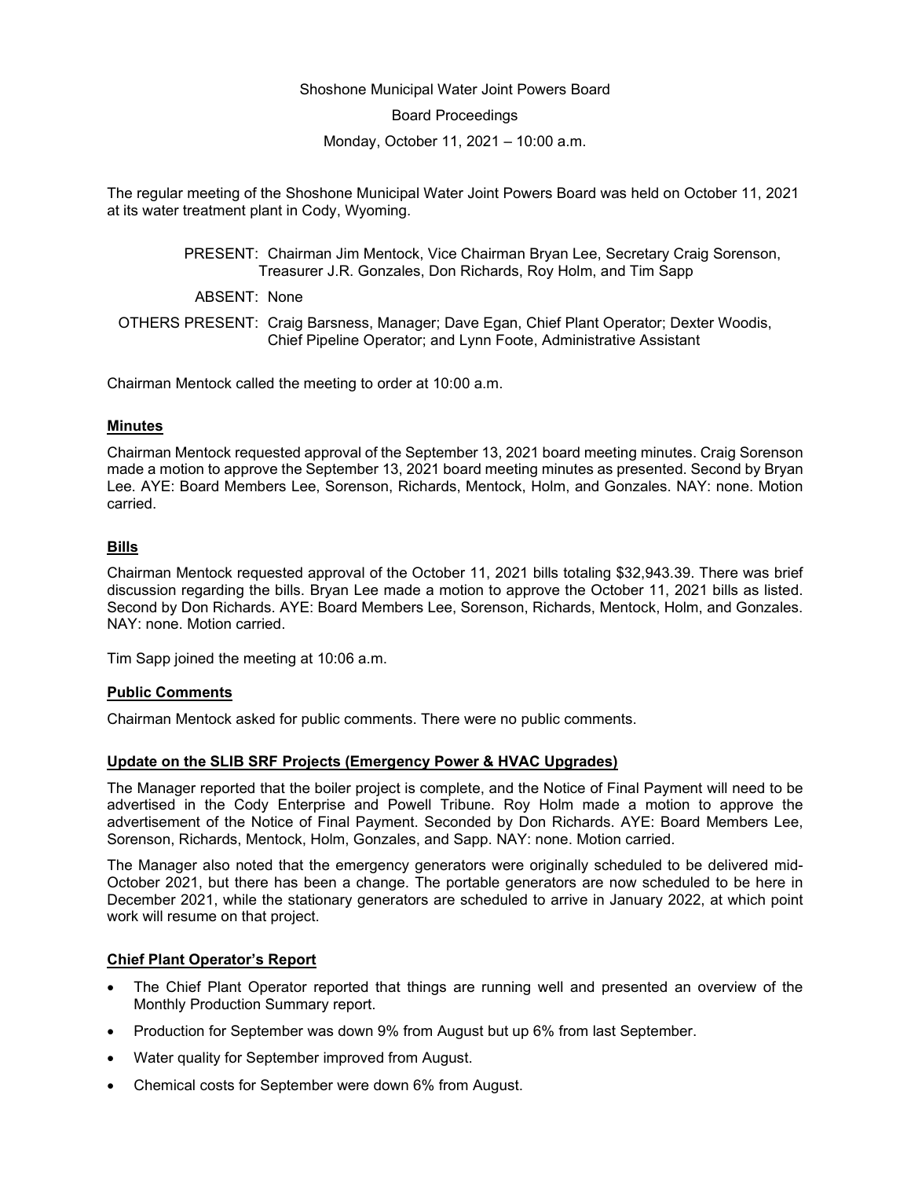Shoshone Municipal Water Joint Powers Board

Board Proceedings

Monday, October 11, 2021 – 10:00 a.m.

The regular meeting of the Shoshone Municipal Water Joint Powers Board was held on October 11, 2021 at its water treatment plant in Cody, Wyoming.

PRESENT: Chairman Jim Mentock, Vice Chairman Bryan Lee, Secretary Craig Sorenson, Treasurer J.R. Gonzales, Don Richards, Roy Holm, and Tim Sapp

ABSENT: None

OTHERS PRESENT: Craig Barsness, Manager; Dave Egan, Chief Plant Operator; Dexter Woodis, Chief Pipeline Operator; and Lynn Foote, Administrative Assistant

Chairman Mentock called the meeting to order at 10:00 a.m.

## Minutes

Chairman Mentock requested approval of the September 13, 2021 board meeting minutes. Craig Sorenson made a motion to approve the September 13, 2021 board meeting minutes as presented. Second by Bryan Lee. AYE: Board Members Lee, Sorenson, Richards, Mentock, Holm, and Gonzales. NAY: none. Motion carried.

## Bills

Chairman Mentock requested approval of the October 11, 2021 bills totaling $32,943.39. There was brief discussion regarding the bills. Bryan Lee made a motion to approve the October 11, 2021 bills as listed. Second by Don Richards. AYE: Board Members Lee, Sorenson, Richards, Mentock, Holm, and Gonzales. NAY: none. Motion carried.

Tim Sapp joined the meeting at 10:06 a.m.

## Public Comments

Chairman Mentock asked for public comments. There were no public comments.

## Update on the SLIB SRF Projects (Emergency Power & HVAC Upgrades)

The Manager reported that the boiler project is complete, and the Notice of Final Payment will need to be advertised in the Cody Enterprise and Powell Tribune. Roy Holm made a motion to approve the advertisement of the Notice of Final Payment. Seconded by Don Richards. AYE: Board Members Lee, Sorenson, Richards, Mentock, Holm, Gonzales, and Sapp. NAY: none. Motion carried.

The Manager also noted that the emergency generators were originally scheduled to be delivered mid-October 2021, but there has been a change. The portable generators are now scheduled to be here in December 2021, while the stationary generators are scheduled to arrive in January 2022, at which point work will resume on that project.

## Chief Plant Operator's Report

- The Chief Plant Operator reported that things are running well and presented an overview of the Monthly Production Summary report.
- Production for September was down 9% from August but up 6% from last September.
- Water quality for September improved from August.
- Chemical costs for September were down 6% from August.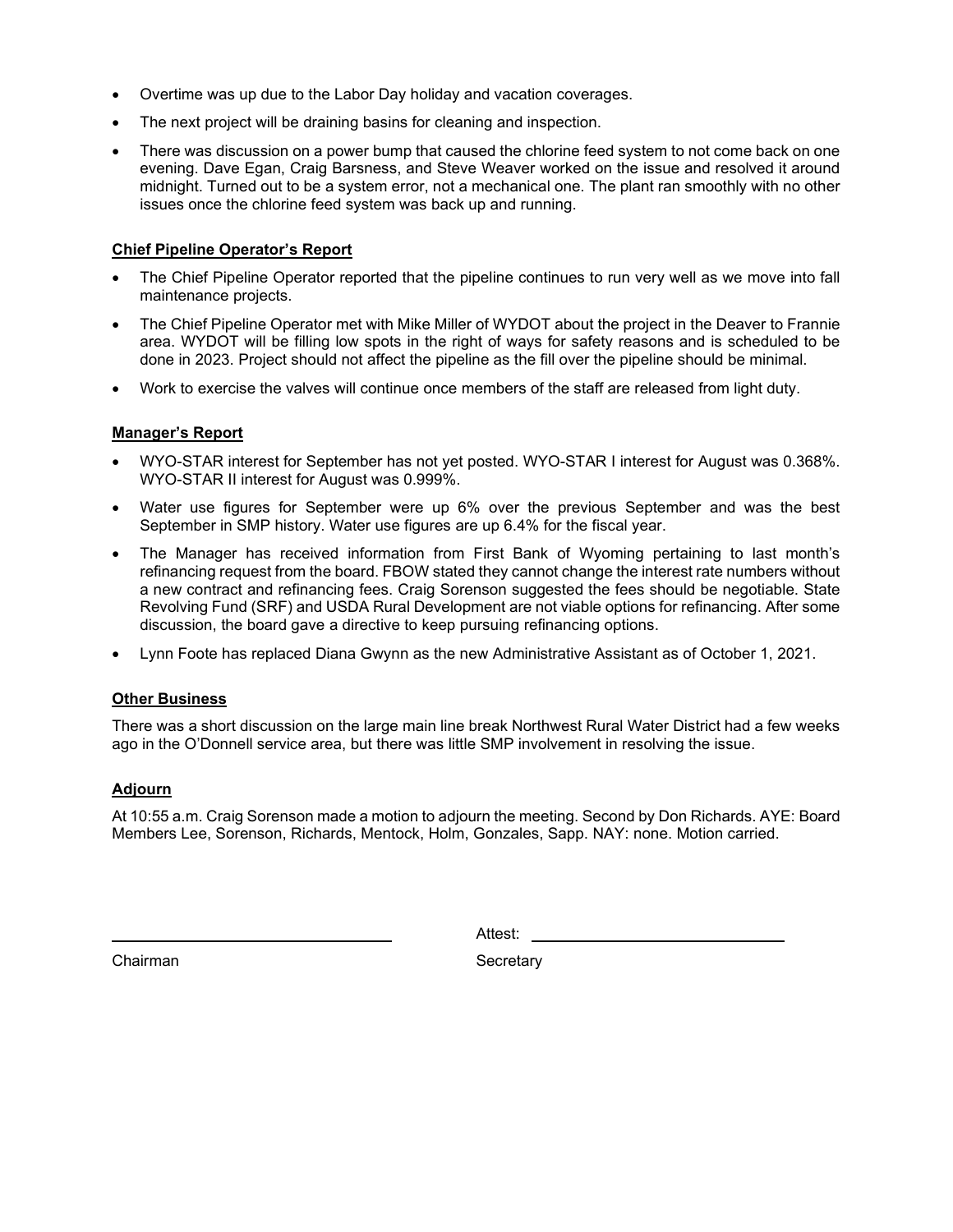- Overtime was up due to the Labor Day holiday and vacation coverages.
- The next project will be draining basins for cleaning and inspection.
- There was discussion on a power bump that caused the chlorine feed system to not come back on one evening. Dave Egan, Craig Barsness, and Steve Weaver worked on the issue and resolved it around midnight. Turned out to be a system error, not a mechanical one. The plant ran smoothly with no other issues once the chlorine feed system was back up and running.

**Chief Pipeline Operator's Report**

- The Chief Pipeline Operator reported that the pipeline continues to run very well as we move into fall maintenance projects.
- The Chief Pipeline Operator met with Mike Miller of WYDOT about the project in the Deaver to Frannie area. WYDOT will be filling low spots in the right of ways for safety reasons and is scheduled to be done in 2023. Project should not affect the pipeline as the fill over the pipeline should be minimal.
- Work to exercise the valves will continue once members of the staff are released from light duty.

**Manager's Report**

- WYO-STAR interest for September has not yet posted. WYO-STAR I interest for August was 0.368%. WYO-STAR II interest for August was 0.999%.
- Water use figures for September were up 6% over the previous September and was the best September in SMP history. Water use figures are up 6.4% for the fiscal year.
- The Manager has received information from First Bank of Wyoming pertaining to last month's refinancing request from the board. FBOW stated they cannot change the interest rate numbers without a new contract and refinancing fees. Craig Sorenson suggested the fees should be negotiable. State Revolving Fund (SRF) and USDA Rural Development are not viable options for refinancing. After some discussion, the board gave a directive to keep pursuing refinancing options.
- Lynn Foote has replaced Diana Gwynn as the new Administrative Assistant as of October 1, 2021.

**Other Business**

There was a short discussion on the large main line break Northwest Rural Water District had a few weeks ago in the O'Donnell service area, but there was little SMP involvement in resolving the issue.

**Adjourn**

At 10:55 a.m. Craig Sorenson made a motion to adjourn the meeting. Second by Don Richards. AYE: Board Members Lee, Sorenson, Richards, Mentock, Holm, Gonzales, Sapp. NAY: none. Motion carried.

\_\_\_\_\_\_\_\_\_\_\_\_\_\_\_\_\_\_\_\_\_\_\_\_\_\_\_\_\_\_ Attest: \_\_\_\_\_\_\_\_\_\_\_\_\_\_\_\_\_\_\_\_\_\_\_\_\_\_\_\_\_\_

Chairman Secretary